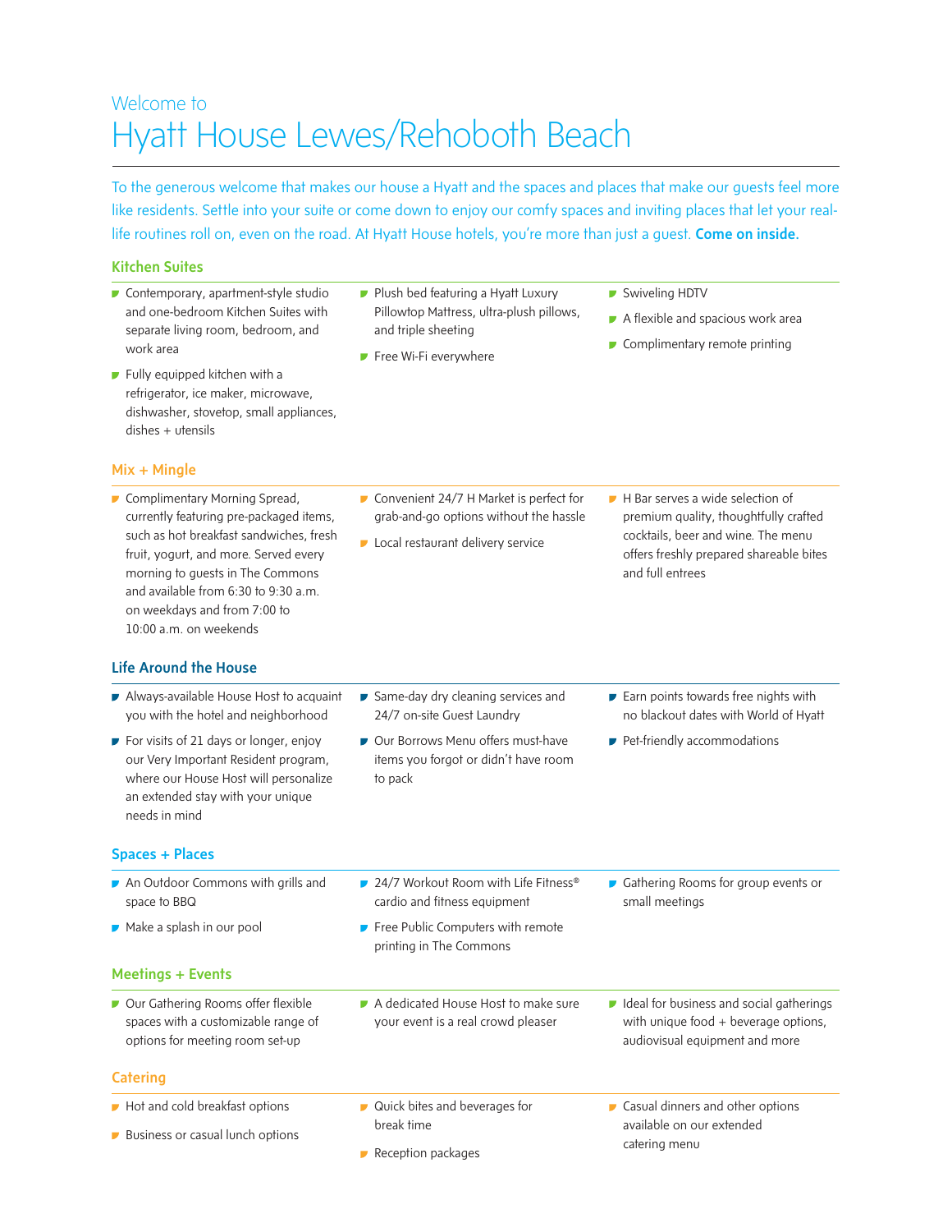Welcome to

# Hyatt House Lewes/Rehoboth Beach

To the generous welcome that makes our house a Hyatt and the spaces and places that make our guests feel more like residents. Settle into your suite or come down to enjoy our comfy spaces and inviting places that let your real-life routines roll on, even on the road. At Hyatt House hotels, you're more than just a guest. **Come on inside.**

## Kitchen Suites

- Contemporary, apartment-style studio and one-bedroom Kitchen Suites with separate living room, bedroom, and work area
- Fully equipped kitchen with a refrigerator, ice maker, microwave, dishwasher, stovetop, small appliances, dishes + utensils
- Plush bed featuring a Hyatt Luxury Pillowtop Mattress, ultra-plush pillows, and triple sheeting
- Free Wi-Fi everywhere
- Swiveling HDTV
- A flexible and spacious work area
- Complimentary remote printing

## Mix + Mingle

- Complimentary Morning Spread, currently featuring pre-packaged items, such as hot breakfast sandwiches, fresh fruit, yogurt, and more. Served every morning to guests in The Commons and available from 6:30 to 9:30 a.m. on weekdays and from 7:00 to 10:00 a.m. on weekends
- Convenient 24/7 H Market is perfect for grab-and-go options without the hassle
- Local restaurant delivery service
- H Bar serves a wide selection of premium quality, thoughtfully crafted cocktails, beer and wine. The menu offers freshly prepared shareable bites and full entrees

## Life Around the House

- Always-available House Host to acquaint you with the hotel and neighborhood
- For visits of 21 days or longer, enjoy our Very Important Resident program, where our House Host will personalize an extended stay with your unique needs in mind
- Same-day dry cleaning services and 24/7 on-site Guest Laundry
- Our Borrows Menu offers must-have items you forgot or didn't have room to pack
- Earn points towards free nights with no blackout dates with World of Hyatt
- Pet-friendly accommodations

## Spaces + Places

- An Outdoor Commons with grills and space to BBQ
- Make a splash in our pool
- 24/7 Workout Room with Life Fitness® cardio and fitness equipment
- Free Public Computers with remote printing in The Commons
- Gathering Rooms for group events or small meetings

## Meetings + Events

- Our Gathering Rooms offer flexible spaces with a customizable range of options for meeting room set-up
- A dedicated House Host to make sure your event is a real crowd pleaser
- Ideal for business and social gatherings with unique food + beverage options, audiovisual equipment and more

## Catering

- Hot and cold breakfast options
- Business or casual lunch options
- Quick bites and beverages for break time
- Reception packages
- Casual dinners and other options available on our extended catering menu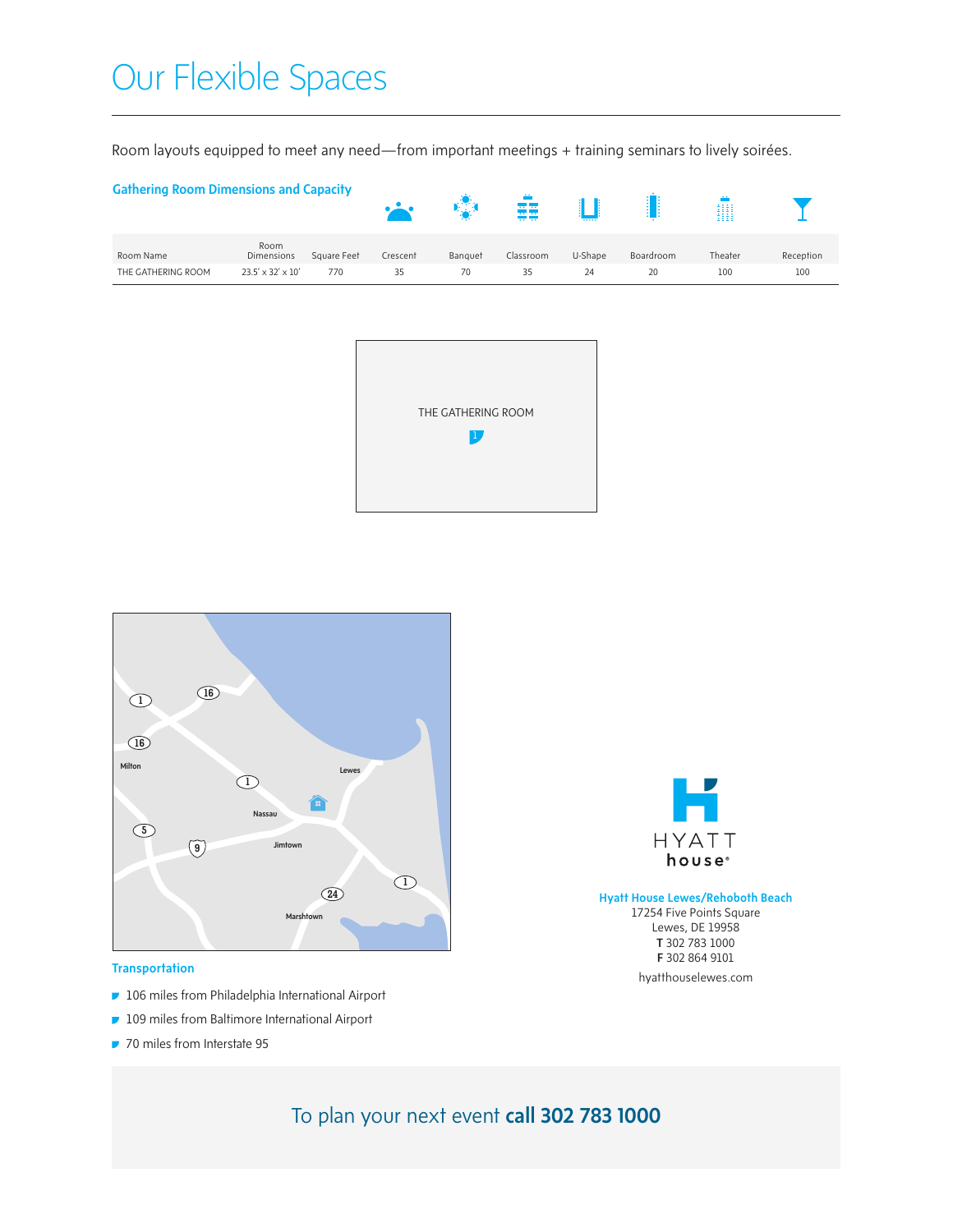# Our Flexible Spaces

Room layouts equipped to meet any need—from important meetings + training seminars to lively soirées.

## Gathering Room Dimensions and Capacity

| Room Name | Room Dimensions | Square Feet | Crescent | Banquet | Classroom | U-Shape | Boardroom | Theater | Reception |
|---|---|---|---|---|---|---|---|---|---|
| THE GATHERING ROOM | 23.5' x 32' x 10' | 770 | 35 | 70 | 35 | 24 | 20 | 100 | 100 |

THE GATHERING ROOM

1

1
16
16
Milton
1
Lewes
Nassau
5
9
Jimtown
24
1
Marshtown

### Transportation

- 106 miles from Philadelphia International Airport
- 109 miles from Baltimore International Airport
- 70 miles from Interstate 95

HYATT house®

**Hyatt House Lewes/Rehoboth Beach**
17254 Five Points Square
Lewes, DE 19958
**T** 302 783 1000
**F** 302 864 9101

hyatthouselewes.com

To plan your next event **call 302 783 1000**